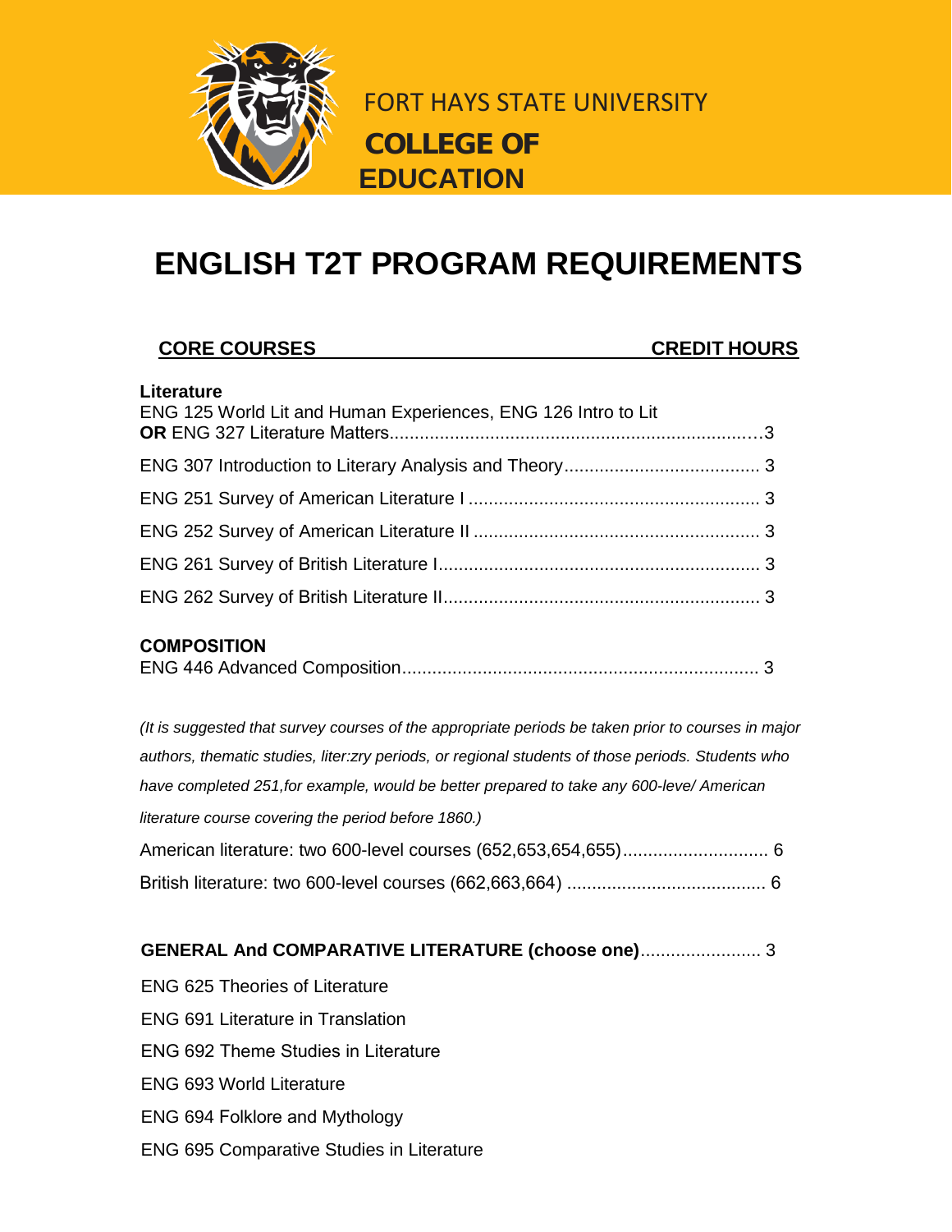FORT HAYS STATE UNIVERSITY

**COLLEGE OF EDUCATION**

# ENGLISH T2T PROGRAM REQUIREMENTS

| CORE COURSES | CREDIT HOURS |
|---|---|

**Literature**

ENG 125 World Lit and Human Experiences, ENG 126 Intro to Lit **OR** ENG 327 Literature Matters........................................................................3

ENG 307 Introduction to Literary Analysis and Theory...................................... 3

ENG 251 Survey of American Literature I ......................................................... 3

ENG 252 Survey of American Literature II ........................................................ 3

ENG 261 Survey of British Literature I............................................................... 3

ENG 262 Survey of British Literature II.............................................................. 3

**COMPOSITION**

ENG 446 Advanced Composition...................................................................... 3

*(It is suggested that survey courses of the appropriate periods be taken prior to courses in major authors, thematic studies, liter:zry periods, or regional students of those periods. Students who have completed 251,for example, would be better prepared to take any 600-leve/ American literature course covering the period before 1860.)*

American literature: two 600-level courses (652,653,654,655)............................. 6

British literature: two 600-level courses (662,663,664) ........................................ 6

**GENERAL And COMPARATIVE LITERATURE (choose one)**........................ 3

ENG 625 Theories of Literature

ENG 691 Literature in Translation

ENG 692 Theme Studies in Literature

ENG 693 World Literature

ENG 694 Folklore and Mythology

ENG 695 Comparative Studies in Literature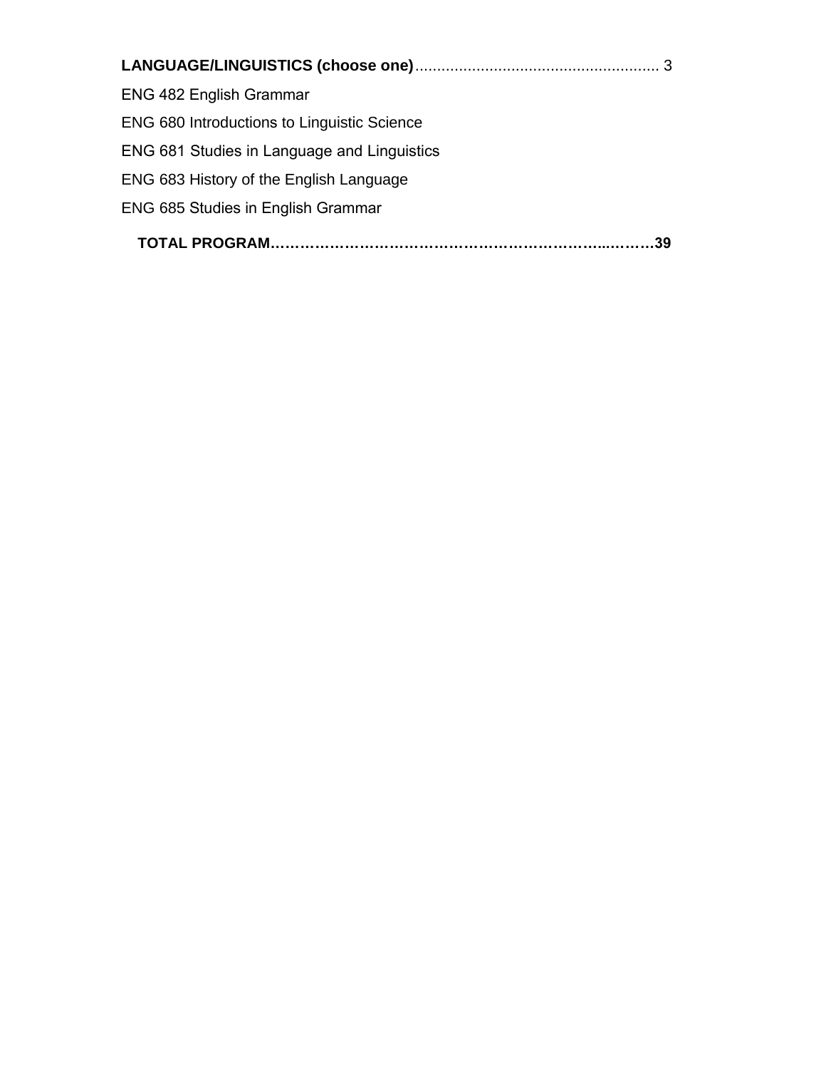**LANGUAGE/LINGUISTICS (choose one)**........................................................ 3

ENG 482 English Grammar

ENG 680 Introductions to Linguistic Science

ENG 681 Studies in Language and Linguistics

ENG 683 History of the English Language

ENG 685 Studies in English Grammar

**TOTAL PROGRAM………………………………………………………...………39**